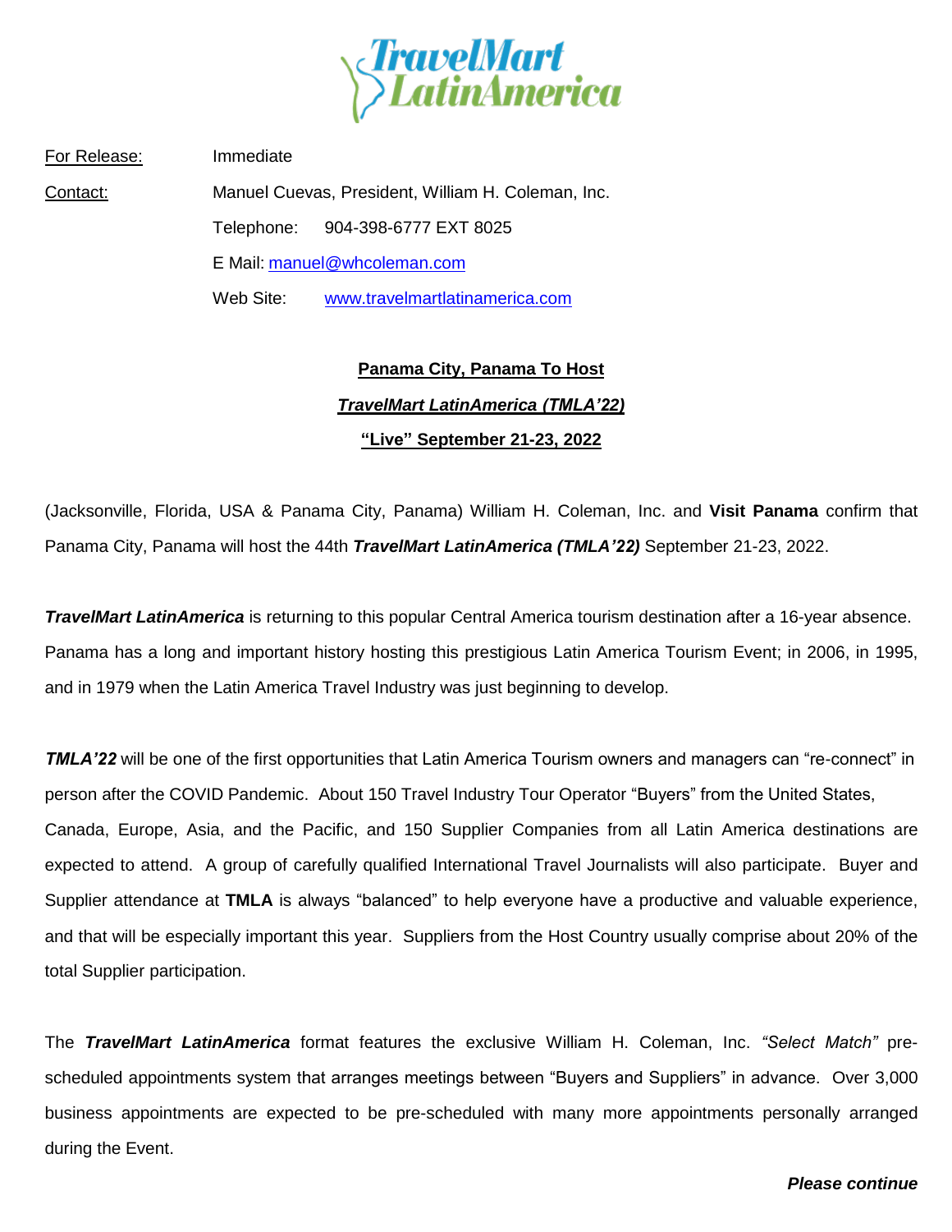TravelMart LatinAmerica

For Release: Immediate

Contact: Manuel Cuevas, President, William H. Coleman, Inc.

Telephone: 904-398-6777 EXT 8025

E Mail: manuel@whcoleman.com

Web Site: www.travelmartlatinamerica.com

**Panama City, Panama To Host**

***TravelMart LatinAmerica (TMLA'22)***

**"Live" September 21-23, 2022**

(Jacksonville, Florida, USA & Panama City, Panama) William H. Coleman, Inc. and **Visit Panama** confirm that Panama City, Panama will host the 44th ***TravelMart LatinAmerica (TMLA'22)*** September 21-23, 2022.

***TravelMart LatinAmerica*** is returning to this popular Central America tourism destination after a 16-year absence. Panama has a long and important history hosting this prestigious Latin America Tourism Event; in 2006, in 1995, and in 1979 when the Latin America Travel Industry was just beginning to develop.

***TMLA'22*** will be one of the first opportunities that Latin America Tourism owners and managers can "re-connect" in person after the COVID Pandemic. About 150 Travel Industry Tour Operator "Buyers" from the United States, Canada, Europe, Asia, and the Pacific, and 150 Supplier Companies from all Latin America destinations are expected to attend. A group of carefully qualified International Travel Journalists will also participate. Buyer and Supplier attendance at **TMLA** is always "balanced" to help everyone have a productive and valuable experience, and that will be especially important this year. Suppliers from the Host Country usually comprise about 20% of the total Supplier participation.

The ***TravelMart LatinAmerica*** format features the exclusive William H. Coleman, Inc. *"Select Match"* pre-scheduled appointments system that arranges meetings between "Buyers and Suppliers" in advance. Over 3,000 business appointments are expected to be pre-scheduled with many more appointments personally arranged during the Event.

***Please continue***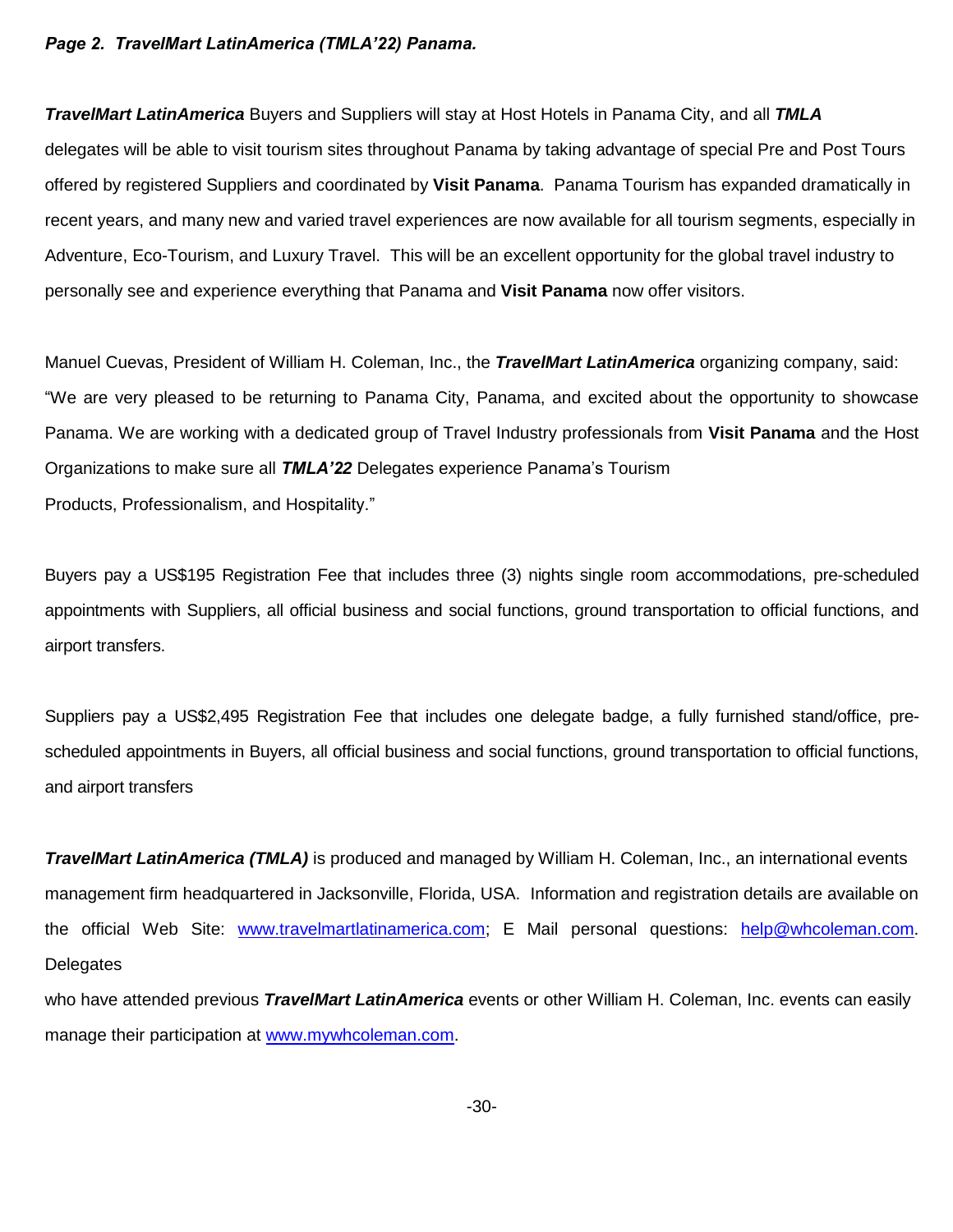***TravelMart LatinAmerica*** Buyers and Suppliers will stay at Host Hotels in Panama City, and all ***TMLA*** delegates will be able to visit tourism sites throughout Panama by taking advantage of special Pre and Post Tours offered by registered Suppliers and coordinated by **Visit Panama**. Panama Tourism has expanded dramatically in recent years, and many new and varied travel experiences are now available for all tourism segments, especially in Adventure, Eco-Tourism, and Luxury Travel. This will be an excellent opportunity for the global travel industry to personally see and experience everything that Panama and **Visit Panama** now offer visitors.

Manuel Cuevas, President of William H. Coleman, Inc., the ***TravelMart LatinAmerica*** organizing company, said: "We are very pleased to be returning to Panama City, Panama, and excited about the opportunity to showcase Panama. We are working with a dedicated group of Travel Industry professionals from **Visit Panama** and the Host Organizations to make sure all ***TMLA'22*** Delegates experience Panama's Tourism Products, Professionalism, and Hospitality."

Buyers pay a US$195 Registration Fee that includes three (3) nights single room accommodations, pre-scheduled appointments with Suppliers, all official business and social functions, ground transportation to official functions, and airport transfers.

Suppliers pay a US$2,495 Registration Fee that includes one delegate badge, a fully furnished stand/office, pre-scheduled appointments in Buyers, all official business and social functions, ground transportation to official functions, and airport transfers

***TravelMart LatinAmerica (TMLA)*** is produced and managed by William H. Coleman, Inc., an international events management firm headquartered in Jacksonville, Florida, USA. Information and registration details are available on the official Web Site: www.travelmartlatinamerica.com; E Mail personal questions: help@whcoleman.com. Delegates who have attended previous ***TravelMart LatinAmerica*** events or other William H. Coleman, Inc. events can easily manage their participation at www.mywhcoleman.com.

-30-